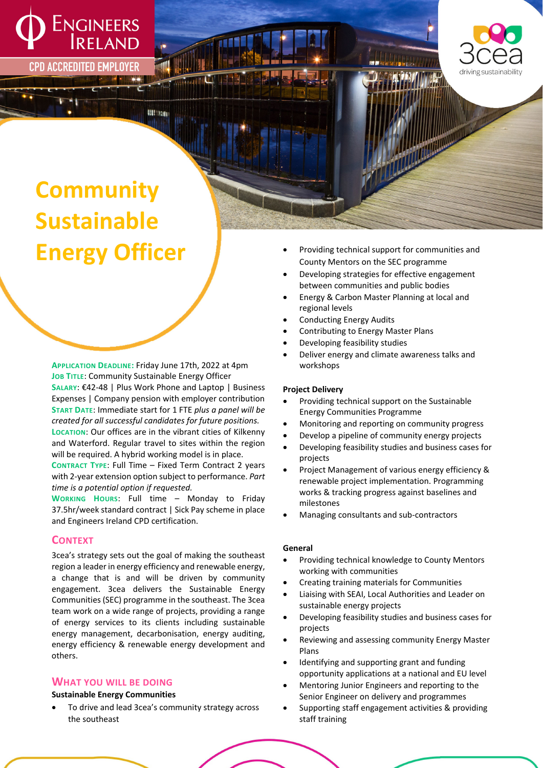Engineers Ireland

CPD ACCREDITED EMPLOYER

3cea driving sustainability

# Community Sustainable Energy Officer

**Application Deadline:** Friday June 17th, 2022 at 4pm
**Job Title**: Community Sustainable Energy Officer
**Salary**: €42-48 | Plus Work Phone and Laptop | Business Expenses | Company pension with employer contribution
**Start Date**: Immediate start for 1 FTE *plus a panel will be created for all successful candidates for future positions.*
**Location**: Our offices are in the vibrant cities of Kilkenny and Waterford. Regular travel to sites within the region will be required. A hybrid working model is in place.
**Contract Type**: Full Time – Fixed Term Contract 2 years with 2-year extension option subject to performance. *Part time is a potential option if requested.*
**Working Hours**: Full time – Monday to Friday 37.5hr/week standard contract | Sick Pay scheme in place and Engineers Ireland CPD certification.

## Context

3cea's strategy sets out the goal of making the southeast region a leader in energy efficiency and renewable energy, a change that is and will be driven by community engagement. 3cea delivers the Sustainable Energy Communities (SEC) programme in the southeast. The 3cea team work on a wide range of projects, providing a range of energy services to its clients including sustainable energy management, decarbonisation, energy auditing, energy efficiency & renewable energy development and others.

## What you will be doing

**Sustainable Energy Communities**

- To drive and lead 3cea's community strategy across the southeast
- Providing technical support for communities and County Mentors on the SEC programme
- Developing strategies for effective engagement between communities and public bodies
- Energy & Carbon Master Planning at local and regional levels
- Conducting Energy Audits
- Contributing to Energy Master Plans
- Developing feasibility studies
- Deliver energy and climate awareness talks and workshops

**Project Delivery**

- Providing technical support on the Sustainable Energy Communities Programme
- Monitoring and reporting on community progress
- Develop a pipeline of community energy projects
- Developing feasibility studies and business cases for projects
- Project Management of various energy efficiency & renewable project implementation. Programming works & tracking progress against baselines and milestones
- Managing consultants and sub-contractors

**General**

- Providing technical knowledge to County Mentors working with communities
- Creating training materials for Communities
- Liaising with SEAI, Local Authorities and Leader on sustainable energy projects
- Developing feasibility studies and business cases for projects
- Reviewing and assessing community Energy Master Plans
- Identifying and supporting grant and funding opportunity applications at a national and EU level
- Mentoring Junior Engineers and reporting to the Senior Engineer on delivery and programmes
- Supporting staff engagement activities & providing staff training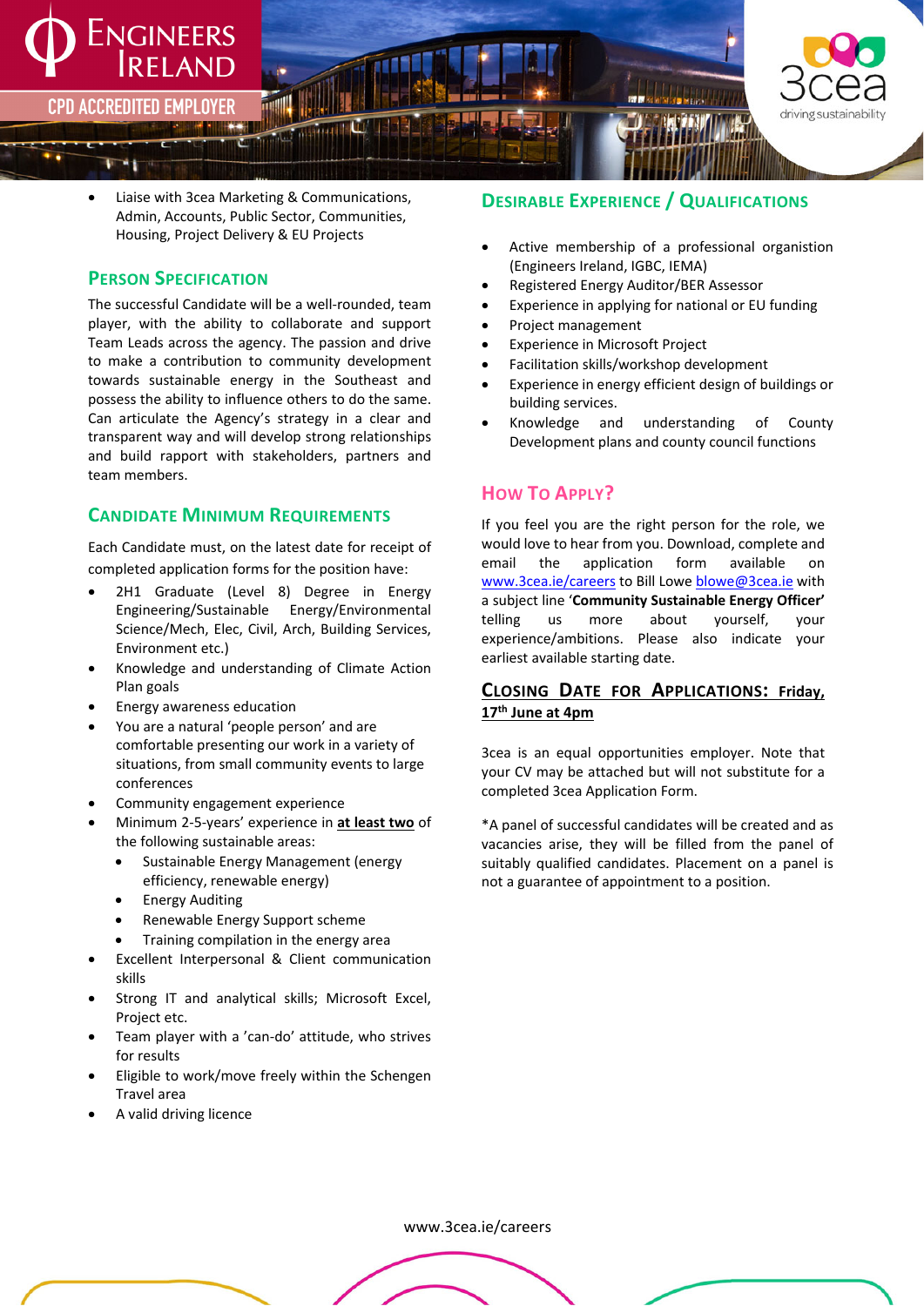- Liaise with 3cea Marketing & Communications, Admin, Accounts, Public Sector, Communities, Housing, Project Delivery & EU Projects

## Person Specification

The successful Candidate will be a well-rounded, team player, with the ability to collaborate and support Team Leads across the agency. The passion and drive to make a contribution to community development towards sustainable energy in the Southeast and possess the ability to influence others to do the same. Can articulate the Agency's strategy in a clear and transparent way and will develop strong relationships and build rapport with stakeholders, partners and team members.

## Candidate Minimum Requirements

Each Candidate must, on the latest date for receipt of completed application forms for the position have:

- 2H1 Graduate (Level 8) Degree in Energy Engineering/Sustainable Energy/Environmental Science/Mech, Elec, Civil, Arch, Building Services, Environment etc.)
- Knowledge and understanding of Climate Action Plan goals
- Energy awareness education
- You are a natural 'people person' and are comfortable presenting our work in a variety of situations, from small community events to large conferences
- Community engagement experience
- Minimum 2-5-years' experience in **at least two** of the following sustainable areas:
  - Sustainable Energy Management (energy efficiency, renewable energy)
  - Energy Auditing
  - Renewable Energy Support scheme
  - Training compilation in the energy area
- Excellent Interpersonal & Client communication skills
- Strong IT and analytical skills; Microsoft Excel, Project etc.
- Team player with a 'can-do' attitude, who strives for results
- Eligible to work/move freely within the Schengen Travel area
- A valid driving licence

## Desirable Experience / Qualifications

- Active membership of a professional organistion (Engineers Ireland, IGBC, IEMA)
- Registered Energy Auditor/BER Assessor
- Experience in applying for national or EU funding
- Project management
- Experience in Microsoft Project
- Facilitation skills/workshop development
- Experience in energy efficient design of buildings or building services.
- Knowledge and understanding of County Development plans and county council functions

## How To Apply?

If you feel you are the right person for the role, we would love to hear from you. Download, complete and email the application form available on www.3cea.ie/careers to Bill Lowe blowe@3cea.ie with a subject line '**Community Sustainable Energy Officer'** telling us more about yourself, your experience/ambitions. Please also indicate your earliest available starting date.

## Closing Date for Applications: Friday, 17th June at 4pm

3cea is an equal opportunities employer. Note that your CV may be attached but will not substitute for a completed 3cea Application Form.

*A panel of successful candidates will be created and as vacancies arise, they will be filled from the panel of suitably qualified candidates. Placement on a panel is not a guarantee of appointment to a position.

www.3cea.ie/careers